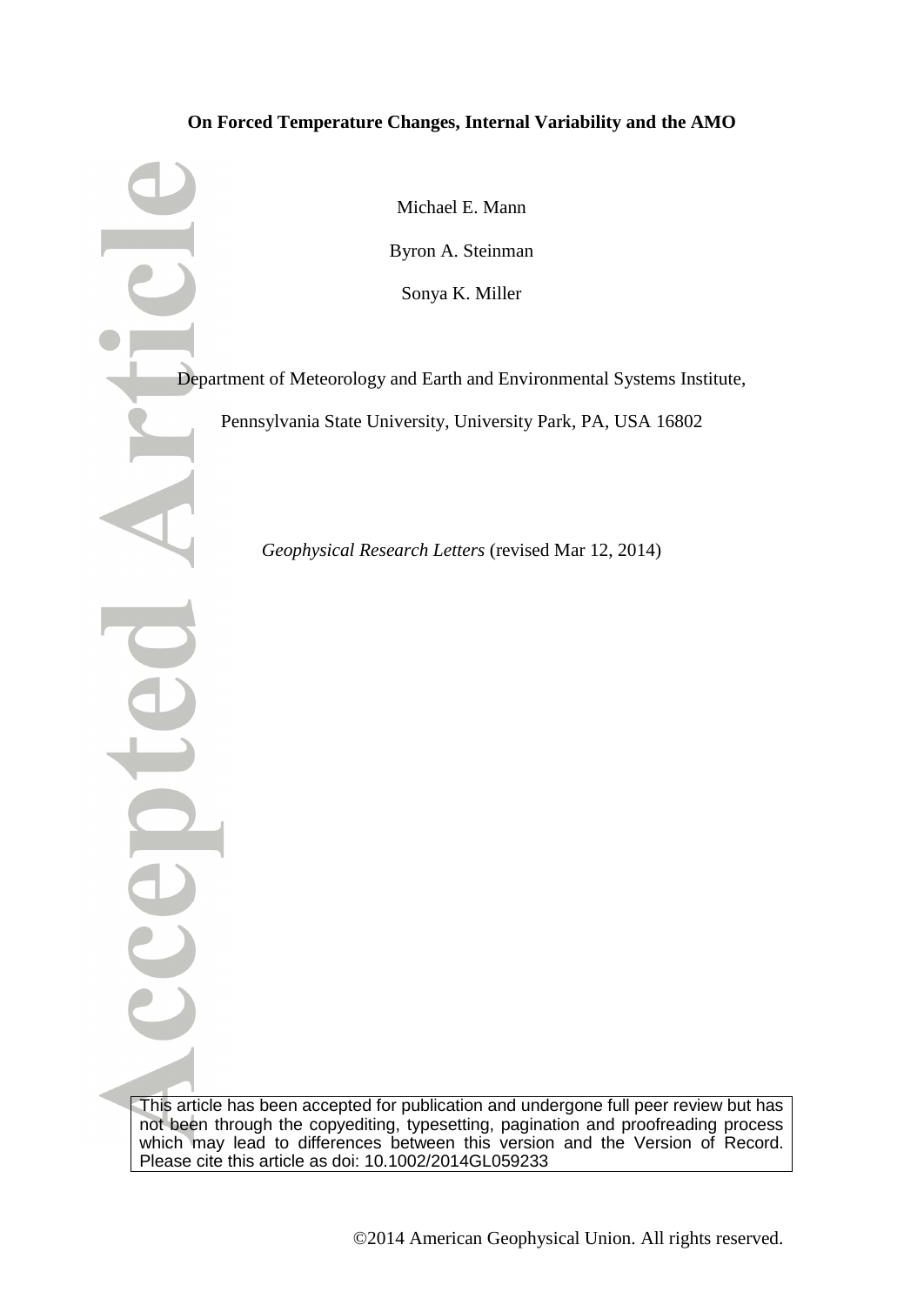**On Forced Temperature Changes, Internal Variability and the AMO**

Michael E. Mann

Byron A. Steinman

Sonya K. Miller

Department of Meteorology and Earth and Environmental Systems Institute,

Pennsylvania State University, University Park, PA, USA 16802

*Geophysical Research Letters* (revised Mar 12, 2014)

This article has been accepted for publication and undergone full peer review but has not been through the copyediting, typesetting, pagination and proofreading process which may lead to differences between this version and the Version of Record. Please cite this article as doi: 10.1002/2014GL059233

©2014 American Geophysical Union. All rights reserved.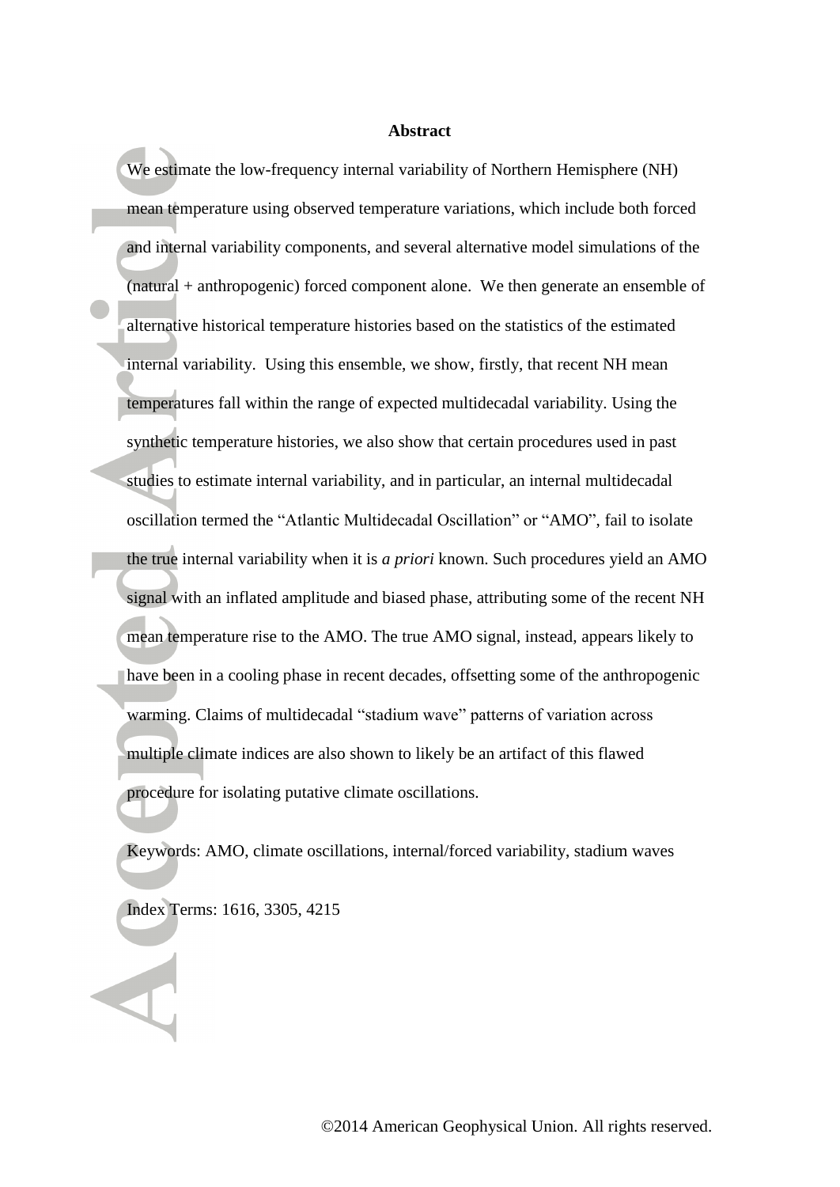## Abstract

We estimate the low-frequency internal variability of Northern Hemisphere (NH) mean temperature using observed temperature variations, which include both forced and internal variability components, and several alternative model simulations of the (natural + anthropogenic) forced component alone. We then generate an ensemble of alternative historical temperature histories based on the statistics of the estimated internal variability. Using this ensemble, we show, firstly, that recent NH mean temperatures fall within the range of expected multidecadal variability. Using the synthetic temperature histories, we also show that certain procedures used in past studies to estimate internal variability, and in particular, an internal multidecadal oscillation termed the "Atlantic Multidecadal Oscillation" or "AMO", fail to isolate the true internal variability when it is *a priori* known. Such procedures yield an AMO signal with an inflated amplitude and biased phase, attributing some of the recent NH mean temperature rise to the AMO. The true AMO signal, instead, appears likely to have been in a cooling phase in recent decades, offsetting some of the anthropogenic warming. Claims of multidecadal "stadium wave" patterns of variation across multiple climate indices are also shown to likely be an artifact of this flawed procedure for isolating putative climate oscillations.

Keywords: AMO, climate oscillations, internal/forced variability, stadium waves

Index Terms: 1616, 3305, 4215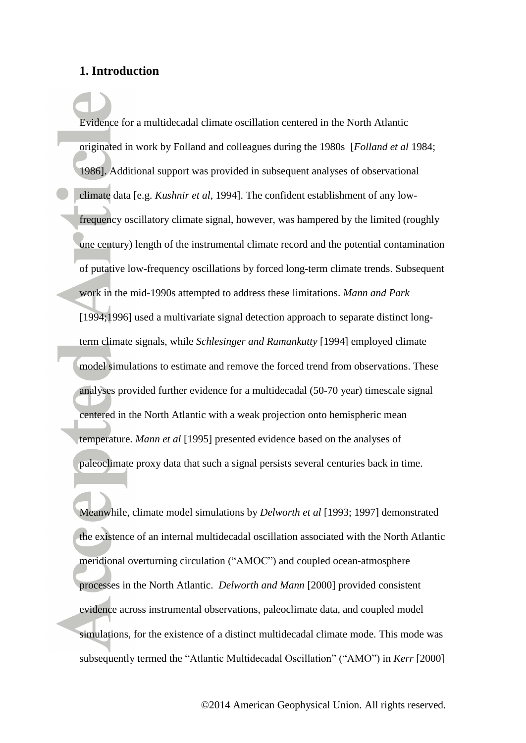## 1. Introduction

Evidence for a multidecadal climate oscillation centered in the North Atlantic originated in work by Folland and colleagues during the 1980s [*Folland et al* 1984; 1986]. Additional support was provided in subsequent analyses of observational climate data [e.g. *Kushnir et al*, 1994]. The confident establishment of any low-frequency oscillatory climate signal, however, was hampered by the limited (roughly one century) length of the instrumental climate record and the potential contamination of putative low-frequency oscillations by forced long-term climate trends. Subsequent work in the mid-1990s attempted to address these limitations. *Mann and Park* [1994;1996] used a multivariate signal detection approach to separate distinct long-term climate signals, while *Schlesinger and Ramankutty* [1994] employed climate model simulations to estimate and remove the forced trend from observations. These analyses provided further evidence for a multidecadal (50-70 year) timescale signal centered in the North Atlantic with a weak projection onto hemispheric mean temperature. *Mann et al* [1995] presented evidence based on the analyses of paleoclimate proxy data that such a signal persists several centuries back in time.

Meanwhile, climate model simulations by *Delworth et al* [1993; 1997] demonstrated the existence of an internal multidecadal oscillation associated with the North Atlantic meridional overturning circulation ("AMOC") and coupled ocean-atmosphere processes in the North Atlantic. *Delworth and Mann* [2000] provided consistent evidence across instrumental observations, paleoclimate data, and coupled model simulations, for the existence of a distinct multidecadal climate mode. This mode was subsequently termed the "Atlantic Multidecadal Oscillation" ("AMO") in *Kerr* [2000]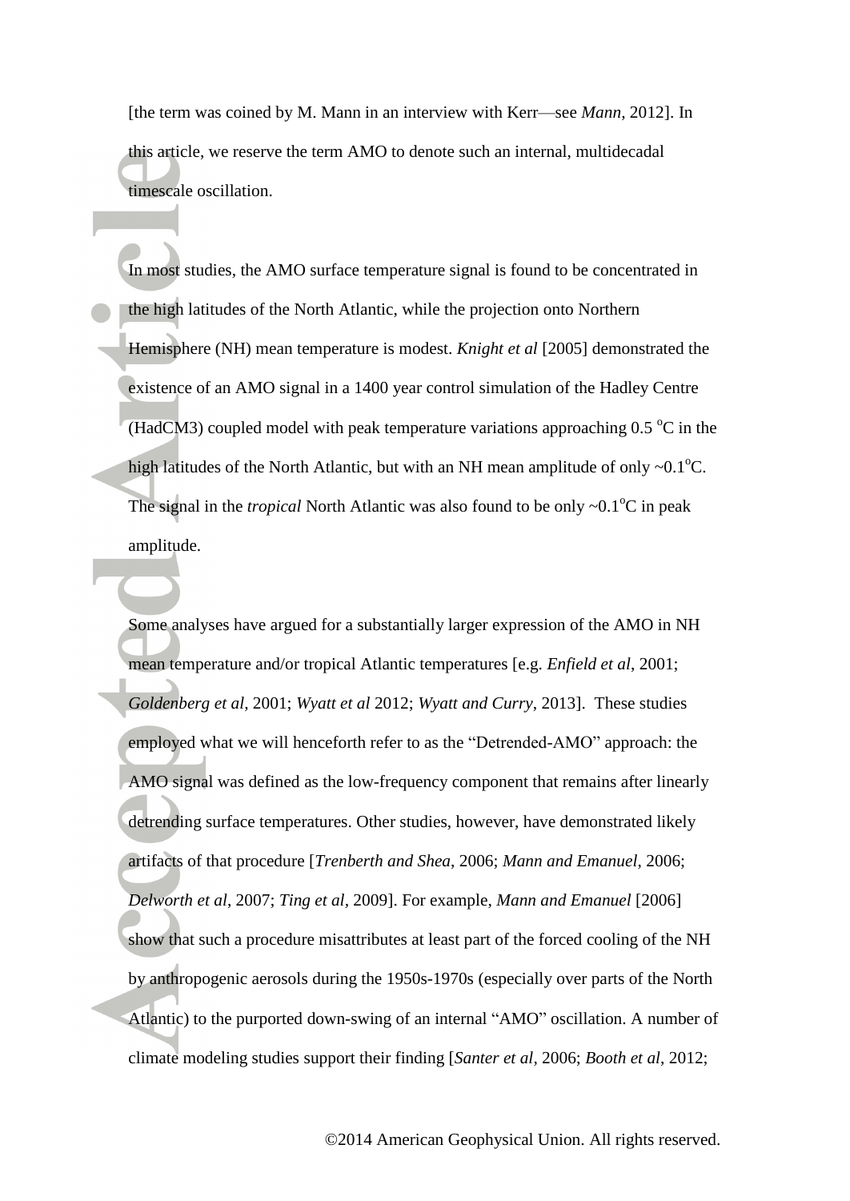[the term was coined by M. Mann in an interview with Kerr—see *Mann*, 2012]. In this article, we reserve the term AMO to denote such an internal, multidecadal timescale oscillation.

In most studies, the AMO surface temperature signal is found to be concentrated in the high latitudes of the North Atlantic, while the projection onto Northern Hemisphere (NH) mean temperature is modest. *Knight et al* [2005] demonstrated the existence of an AMO signal in a 1400 year control simulation of the Hadley Centre (HadCM3) coupled model with peak temperature variations approaching 0.5 $^{o}$C in the high latitudes of the North Atlantic, but with an NH mean amplitude of only ~0.1$^{o}$C. The signal in the *tropical* North Atlantic was also found to be only ~0.1$^{o}$C in peak amplitude.

Some analyses have argued for a substantially larger expression of the AMO in NH mean temperature and/or tropical Atlantic temperatures [e.g. *Enfield et al*, 2001; *Goldenberg et al*, 2001; *Wyatt et al* 2012; *Wyatt and Curry*, 2013]. These studies employed what we will henceforth refer to as the "Detrended-AMO" approach: the AMO signal was defined as the low-frequency component that remains after linearly detrending surface temperatures. Other studies, however, have demonstrated likely artifacts of that procedure [*Trenberth and Shea*, 2006; *Mann and Emanuel*, 2006; *Delworth et al*, 2007; *Ting et al*, 2009]. For example, *Mann and Emanuel* [2006] show that such a procedure misattributes at least part of the forced cooling of the NH by anthropogenic aerosols during the 1950s-1970s (especially over parts of the North Atlantic) to the purported down-swing of an internal "AMO" oscillation. A number of climate modeling studies support their finding [*Santer et al*, 2006; *Booth et al*, 2012;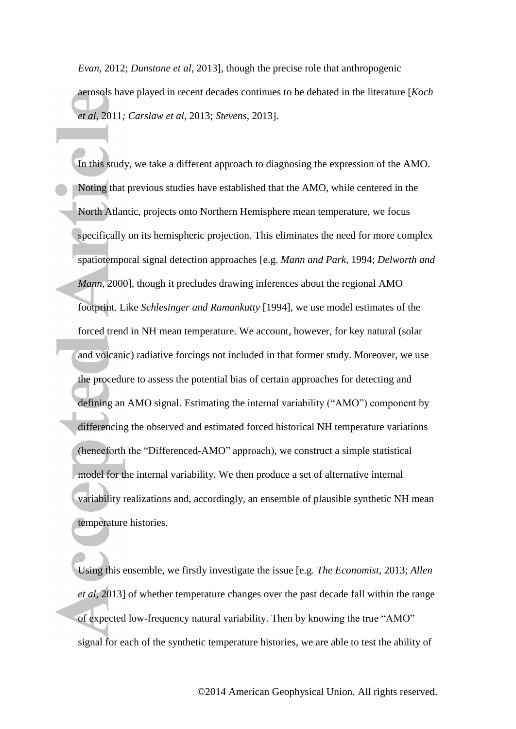*Evan*, 2012; *Dunstone et al*, 2013], though the precise role that anthropogenic aerosols have played in recent decades continues to be debated in the literature [*Koch et al*, 2011; *Carslaw et al*, 2013; *Stevens*, 2013].

In this study, we take a different approach to diagnosing the expression of the AMO. Noting that previous studies have established that the AMO, while centered in the North Atlantic, projects onto Northern Hemisphere mean temperature, we focus specifically on its hemispheric projection. This eliminates the need for more complex spatiotemporal signal detection approaches [e.g. *Mann and Park*, 1994; *Delworth and Mann*, 2000], though it precludes drawing inferences about the regional AMO footprint. Like *Schlesinger and Ramankutty* [1994], we use model estimates of the forced trend in NH mean temperature. We account, however, for key natural (solar and volcanic) radiative forcings not included in that former study. Moreover, we use the procedure to assess the potential bias of certain approaches for detecting and defining an AMO signal. Estimating the internal variability ("AMO") component by differencing the observed and estimated forced historical NH temperature variations (henceforth the "Differenced-AMO" approach), we construct a simple statistical model for the internal variability. We then produce a set of alternative internal variability realizations and, accordingly, an ensemble of plausible synthetic NH mean temperature histories.

Using this ensemble, we firstly investigate the issue [e.g. *The Economist*, 2013; *Allen et al*, 2013] of whether temperature changes over the past decade fall within the range of expected low-frequency natural variability. Then by knowing the true "AMO" signal for each of the synthetic temperature histories, we are able to test the ability of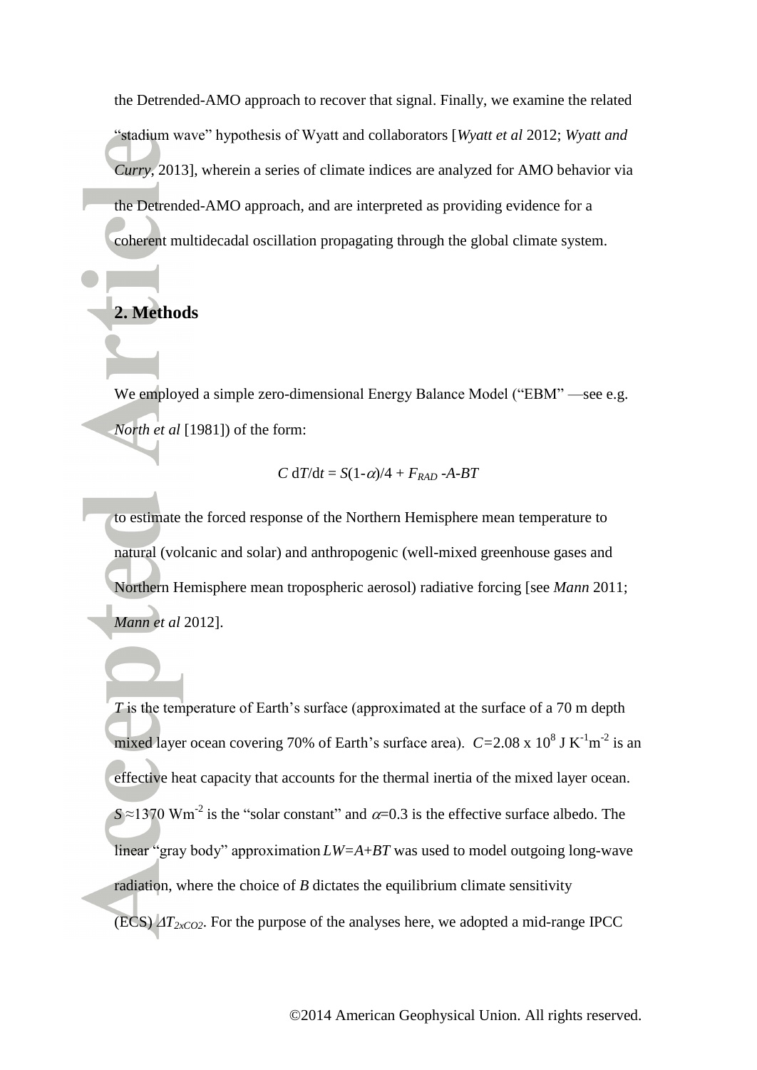the Detrended-AMO approach to recover that signal. Finally, we examine the related "stadium wave" hypothesis of Wyatt and collaborators [*Wyatt et al* 2012; *Wyatt and Curry*, 2013], wherein a series of climate indices are analyzed for AMO behavior via the Detrended-AMO approach, and are interpreted as providing evidence for a coherent multidecadal oscillation propagating through the global climate system.

## 2. Methods

We employed a simple zero-dimensional Energy Balance Model ("EBM" —see e.g. *North et al* [1981]) of the form:

$$C \, dT/dt = S(1-\alpha)/4 + F_{RAD} - A - BT$$

to estimate the forced response of the Northern Hemisphere mean temperature to natural (volcanic and solar) and anthropogenic (well-mixed greenhouse gases and Northern Hemisphere mean tropospheric aerosol) radiative forcing [see *Mann* 2011; *Mann et al* 2012].

$T$ is the temperature of Earth's surface (approximated at the surface of a 70 m depth mixed layer ocean covering 70% of Earth's surface area). $C$=2.08 x $10^8$ J $K^{-1}m^{-2}$ is an effective heat capacity that accounts for the thermal inertia of the mixed layer ocean. $S \approx 1370$ $Wm^{-2}$ is the "solar constant" and $\alpha$=0.3 is the effective surface albedo. The linear "gray body" approximation $LW=A+BT$ was used to model outgoing long-wave radiation, where the choice of $B$ dictates the equilibrium climate sensitivity (ECS) $\Delta T_{2xCO2}$. For the purpose of the analyses here, we adopted a mid-range IPCC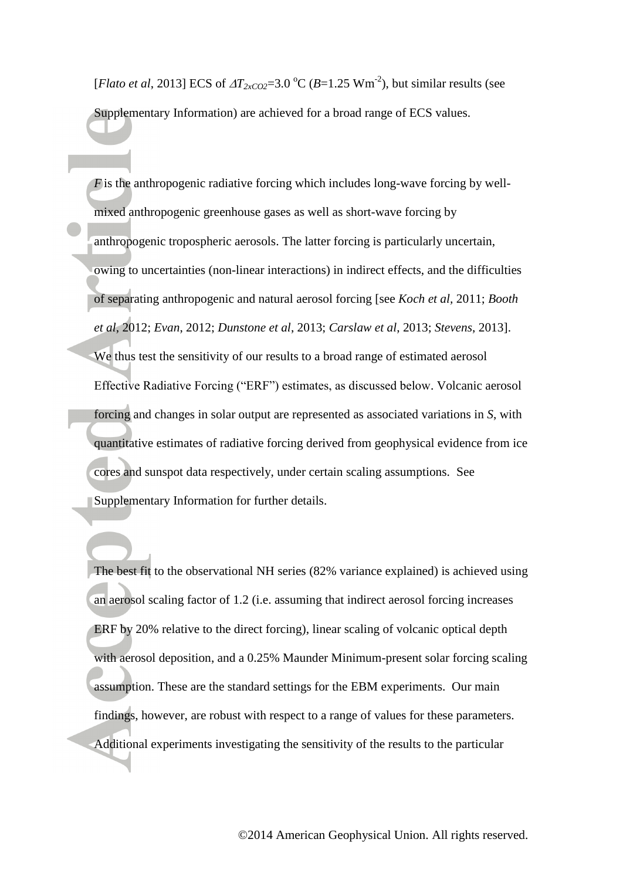[*Flato et al*, 2013] ECS of $\Delta T_{2xCO2}$=3.0 °C ($B$=1.25 Wm$^{-2}$), but similar results (see Supplementary Information) are achieved for a broad range of ECS values.

$F$ is the anthropogenic radiative forcing which includes long-wave forcing by well-mixed anthropogenic greenhouse gases as well as short-wave forcing by anthropogenic tropospheric aerosols. The latter forcing is particularly uncertain, owing to uncertainties (non-linear interactions) in indirect effects, and the difficulties of separating anthropogenic and natural aerosol forcing [see *Koch et al*, 2011; *Booth et al*, 2012; *Evan*, 2012; *Dunstone et al*, 2013; *Carslaw et al*, 2013; *Stevens*, 2013]. We thus test the sensitivity of our results to a broad range of estimated aerosol Effective Radiative Forcing ("ERF") estimates, as discussed below. Volcanic aerosol forcing and changes in solar output are represented as associated variations in $S$, with quantitative estimates of radiative forcing derived from geophysical evidence from ice cores and sunspot data respectively, under certain scaling assumptions. See Supplementary Information for further details.

The best fit to the observational NH series (82% variance explained) is achieved using an aerosol scaling factor of 1.2 (i.e. assuming that indirect aerosol forcing increases ERF by 20% relative to the direct forcing), linear scaling of volcanic optical depth with aerosol deposition, and a 0.25% Maunder Minimum-present solar forcing scaling assumption. These are the standard settings for the EBM experiments. Our main findings, however, are robust with respect to a range of values for these parameters. Additional experiments investigating the sensitivity of the results to the particular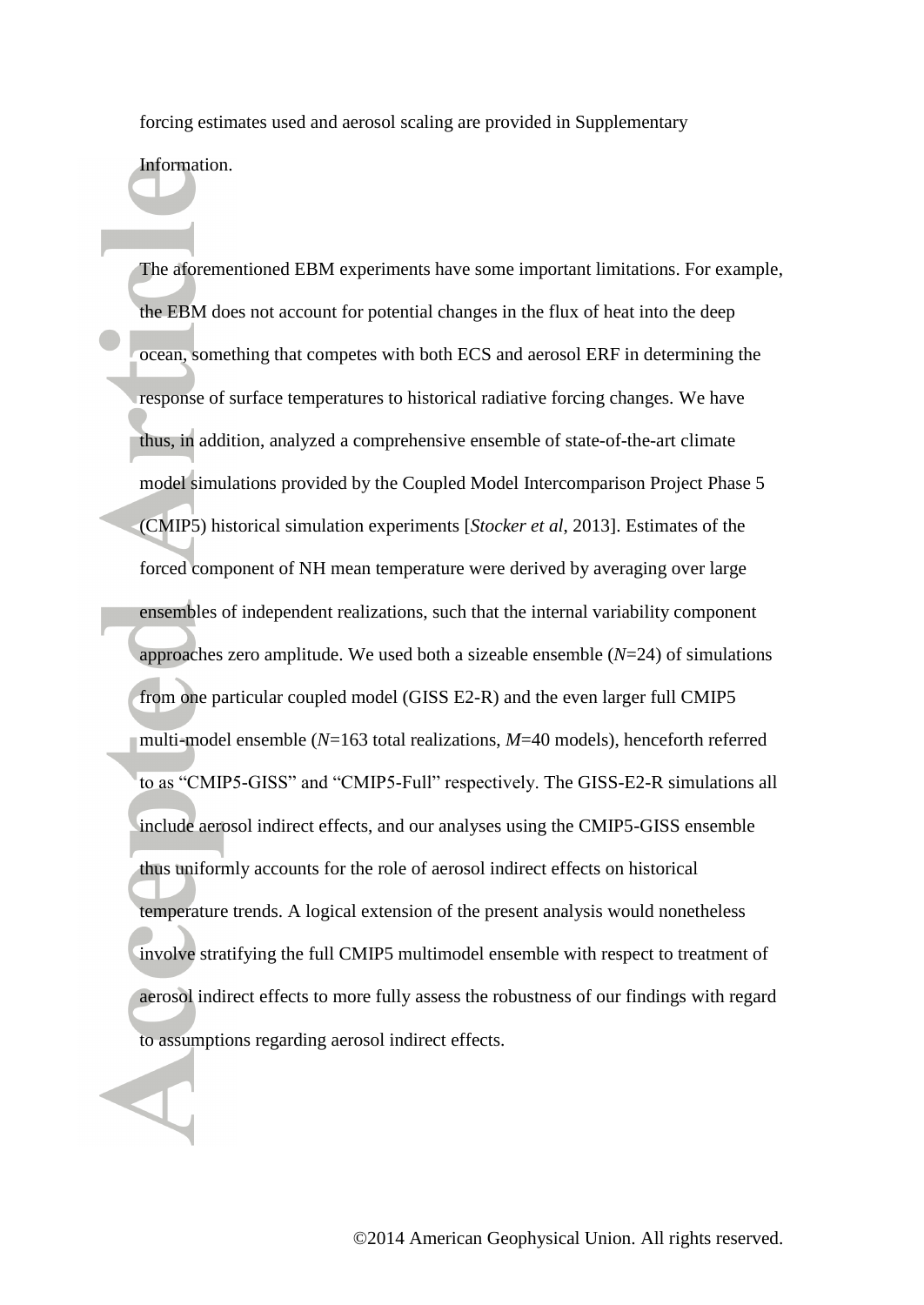forcing estimates used and aerosol scaling are provided in Supplementary Information.

The aforementioned EBM experiments have some important limitations. For example, the EBM does not account for potential changes in the flux of heat into the deep ocean, something that competes with both ECS and aerosol ERF in determining the response of surface temperatures to historical radiative forcing changes. We have thus, in addition, analyzed a comprehensive ensemble of state-of-the-art climate model simulations provided by the Coupled Model Intercomparison Project Phase 5 (CMIP5) historical simulation experiments [*Stocker et al*, 2013]. Estimates of the forced component of NH mean temperature were derived by averaging over large ensembles of independent realizations, such that the internal variability component approaches zero amplitude. We used both a sizeable ensemble ($N$=24) of simulations from one particular coupled model (GISS E2-R) and the even larger full CMIP5 multi-model ensemble ($N$=163 total realizations, $M$=40 models), henceforth referred to as "CMIP5-GISS" and "CMIP5-Full" respectively. The GISS-E2-R simulations all include aerosol indirect effects, and our analyses using the CMIP5-GISS ensemble thus uniformly accounts for the role of aerosol indirect effects on historical temperature trends. A logical extension of the present analysis would nonetheless involve stratifying the full CMIP5 multimodel ensemble with respect to treatment of aerosol indirect effects to more fully assess the robustness of our findings with regard to assumptions regarding aerosol indirect effects.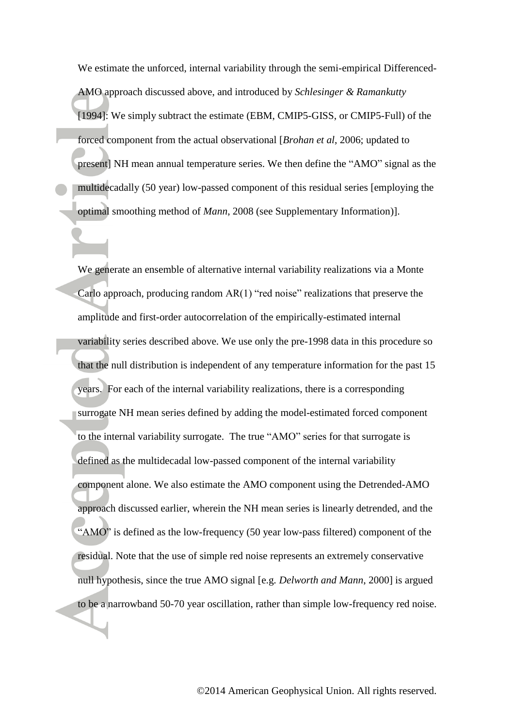We estimate the unforced, internal variability through the semi-empirical Differenced-AMO approach discussed above, and introduced by *Schlesinger & Ramankutty* [1994]: We simply subtract the estimate (EBM, CMIP5-GISS, or CMIP5-Full) of the forced component from the actual observational [*Brohan et al*, 2006; updated to present] NH mean annual temperature series. We then define the "AMO" signal as the multidecadally (50 year) low-passed component of this residual series [employing the optimal smoothing method of *Mann*, 2008 (see Supplementary Information)].

We generate an ensemble of alternative internal variability realizations via a Monte Carlo approach, producing random AR(1) "red noise" realizations that preserve the amplitude and first-order autocorrelation of the empirically-estimated internal variability series described above. We use only the pre-1998 data in this procedure so that the null distribution is independent of any temperature information for the past 15 years. For each of the internal variability realizations, there is a corresponding surrogate NH mean series defined by adding the model-estimated forced component to the internal variability surrogate. The true "AMO" series for that surrogate is defined as the multidecadal low-passed component of the internal variability component alone. We also estimate the AMO component using the Detrended-AMO approach discussed earlier, wherein the NH mean series is linearly detrended, and the "AMO" is defined as the low-frequency (50 year low-pass filtered) component of the residual. Note that the use of simple red noise represents an extremely conservative null hypothesis, since the true AMO signal [e.g. *Delworth and Mann*, 2000] is argued to be a narrowband 50-70 year oscillation, rather than simple low-frequency red noise.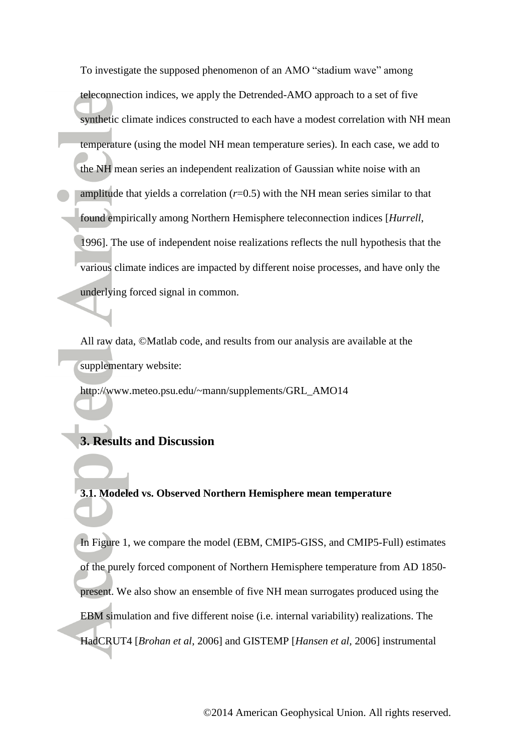To investigate the supposed phenomenon of an AMO "stadium wave" among teleconnection indices, we apply the Detrended-AMO approach to a set of five synthetic climate indices constructed to each have a modest correlation with NH mean temperature (using the model NH mean temperature series). In each case, we add to the NH mean series an independent realization of Gaussian white noise with an amplitude that yields a correlation ($r$=0.5) with the NH mean series similar to that found empirically among Northern Hemisphere teleconnection indices [*Hurrell*, 1996]. The use of independent noise realizations reflects the null hypothesis that the various climate indices are impacted by different noise processes, and have only the underlying forced signal in common.

All raw data, ©Matlab code, and results from our analysis are available at the supplementary website:
http://www.meteo.psu.edu/~mann/supplements/GRL_AMO14

## 3. Results and Discussion

### 3.1. Modeled vs. Observed Northern Hemisphere mean temperature

In Figure 1, we compare the model (EBM, CMIP5-GISS, and CMIP5-Full) estimates of the purely forced component of Northern Hemisphere temperature from AD 1850-present. We also show an ensemble of five NH mean surrogates produced using the EBM simulation and five different noise (i.e. internal variability) realizations. The HadCRUT4 [*Brohan et al*, 2006] and GISTEMP [*Hansen et al*, 2006] instrumental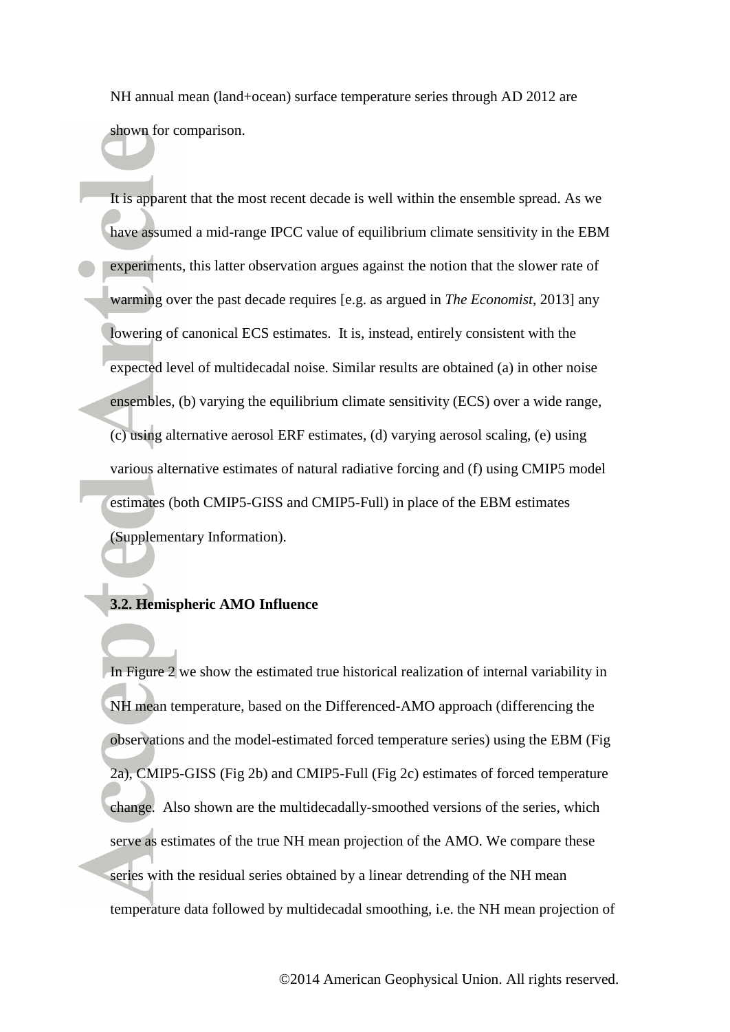NH annual mean (land+ocean) surface temperature series through AD 2012 are shown for comparison.

It is apparent that the most recent decade is well within the ensemble spread. As we have assumed a mid-range IPCC value of equilibrium climate sensitivity in the EBM experiments, this latter observation argues against the notion that the slower rate of warming over the past decade requires [e.g. as argued in *The Economist*, 2013] any lowering of canonical ECS estimates. It is, instead, entirely consistent with the expected level of multidecadal noise. Similar results are obtained (a) in other noise ensembles, (b) varying the equilibrium climate sensitivity (ECS) over a wide range, (c) using alternative aerosol ERF estimates, (d) varying aerosol scaling, (e) using various alternative estimates of natural radiative forcing and (f) using CMIP5 model estimates (both CMIP5-GISS and CMIP5-Full) in place of the EBM estimates (Supplementary Information).

### 3.2. Hemispheric AMO Influence

In Figure 2 we show the estimated true historical realization of internal variability in NH mean temperature, based on the Differenced-AMO approach (differencing the observations and the model-estimated forced temperature series) using the EBM (Fig 2a), CMIP5-GISS (Fig 2b) and CMIP5-Full (Fig 2c) estimates of forced temperature change. Also shown are the multidecadally-smoothed versions of the series, which serve as estimates of the true NH mean projection of the AMO. We compare these series with the residual series obtained by a linear detrending of the NH mean temperature data followed by multidecadal smoothing, i.e. the NH mean projection of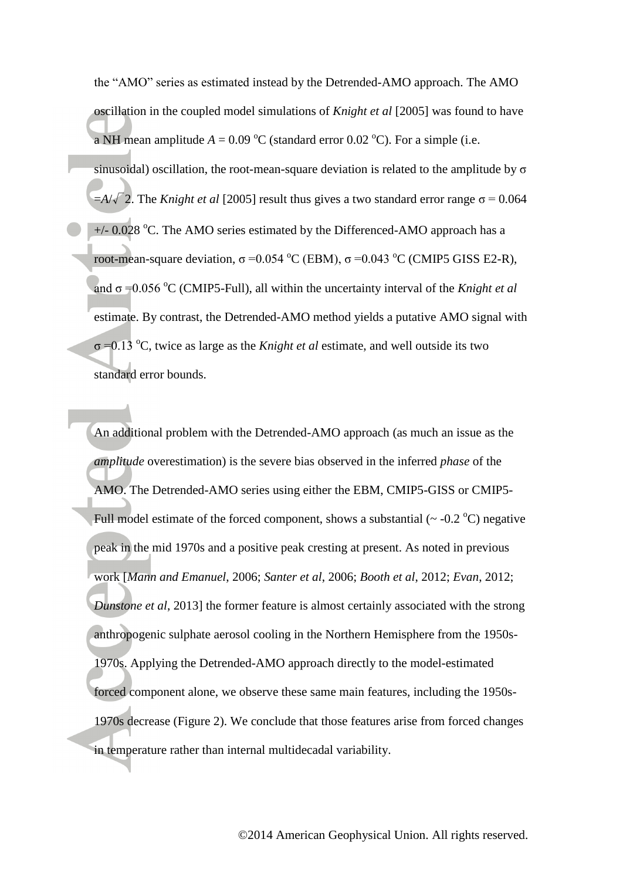the "AMO" series as estimated instead by the Detrended-AMO approach. The AMO oscillation in the coupled model simulations of *Knight et al* [2005] was found to have a NH mean amplitude $A = 0.09$ $^{o}$C (standard error 0.02 $^{o}$C). For a simple (i.e. sinusoidal) oscillation, the root-mean-square deviation is related to the amplitude by $\sigma = A/\sqrt{2}$. The *Knight et al* [2005] result thus gives a two standard error range $\sigma = 0.064$ +/- 0.028 $^{o}$C. The AMO series estimated by the Differenced-AMO approach has a root-mean-square deviation, $\sigma = 0.054$ $^{o}$C (EBM), $\sigma = 0.043$ $^{o}$C (CMIP5 GISS E2-R), and $\sigma = 0.056$ $^{o}$C (CMIP5-Full), all within the uncertainty interval of the *Knight et al* estimate. By contrast, the Detrended-AMO method yields a putative AMO signal with $\sigma = 0.13$ $^{o}$C, twice as large as the *Knight et al* estimate, and well outside its two standard error bounds.

An additional problem with the Detrended-AMO approach (as much an issue as the *amplitude* overestimation) is the severe bias observed in the inferred *phase* of the AMO. The Detrended-AMO series using either the EBM, CMIP5-GISS or CMIP5-Full model estimate of the forced component, shows a substantial (~ -0.2 $^{o}$C) negative peak in the mid 1970s and a positive peak cresting at present. As noted in previous work [*Mann and Emanuel*, 2006; *Santer et al*, 2006; *Booth et al*, 2012; *Evan*, 2012; *Dunstone et al*, 2013] the former feature is almost certainly associated with the strong anthropogenic sulphate aerosol cooling in the Northern Hemisphere from the 1950s-1970s. Applying the Detrended-AMO approach directly to the model-estimated forced component alone, we observe these same main features, including the 1950s-1970s decrease (Figure 2). We conclude that those features arise from forced changes in temperature rather than internal multidecadal variability.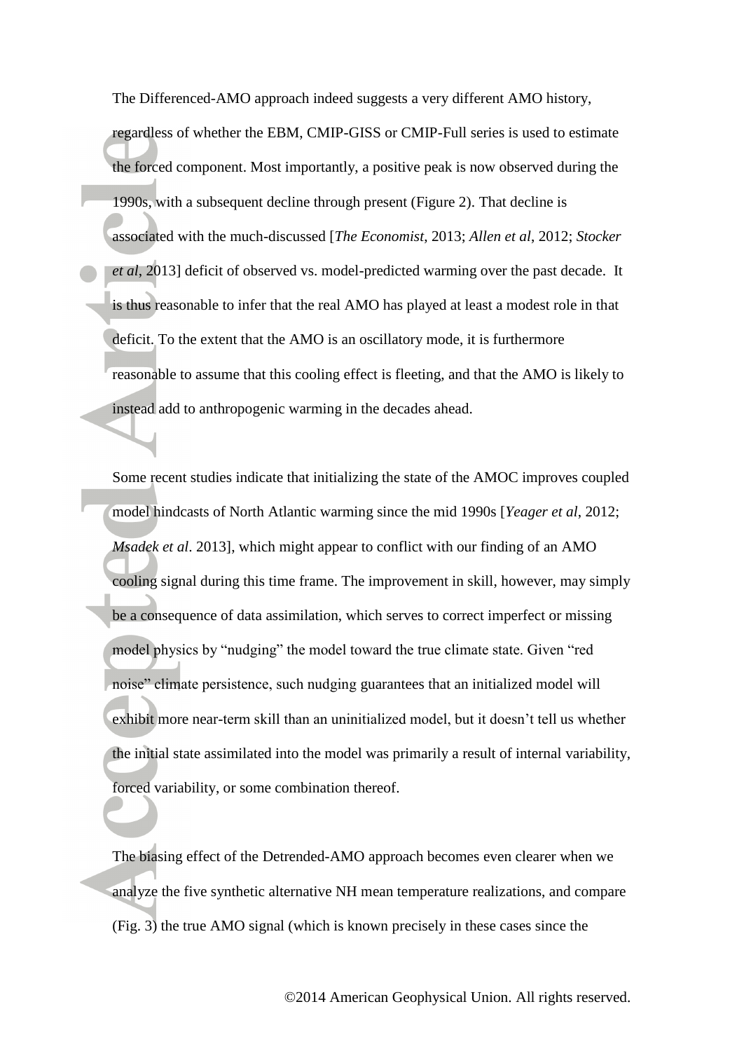The Differenced-AMO approach indeed suggests a very different AMO history, regardless of whether the EBM, CMIP-GISS or CMIP-Full series is used to estimate the forced component. Most importantly, a positive peak is now observed during the 1990s, with a subsequent decline through present (Figure 2). That decline is associated with the much-discussed [*The Economist*, 2013; *Allen et al*, 2012; *Stocker et al*, 2013] deficit of observed vs. model-predicted warming over the past decade. It is thus reasonable to infer that the real AMO has played at least a modest role in that deficit. To the extent that the AMO is an oscillatory mode, it is furthermore reasonable to assume that this cooling effect is fleeting, and that the AMO is likely to instead add to anthropogenic warming in the decades ahead.

Some recent studies indicate that initializing the state of the AMOC improves coupled model hindcasts of North Atlantic warming since the mid 1990s [*Yeager et al*, 2012; *Msadek et al*. 2013], which might appear to conflict with our finding of an AMO cooling signal during this time frame. The improvement in skill, however, may simply be a consequence of data assimilation, which serves to correct imperfect or missing model physics by "nudging" the model toward the true climate state. Given "red noise" climate persistence, such nudging guarantees that an initialized model will exhibit more near-term skill than an uninitialized model, but it doesn't tell us whether the initial state assimilated into the model was primarily a result of internal variability, forced variability, or some combination thereof.

The biasing effect of the Detrended-AMO approach becomes even clearer when we analyze the five synthetic alternative NH mean temperature realizations, and compare (Fig. 3) the true AMO signal (which is known precisely in these cases since the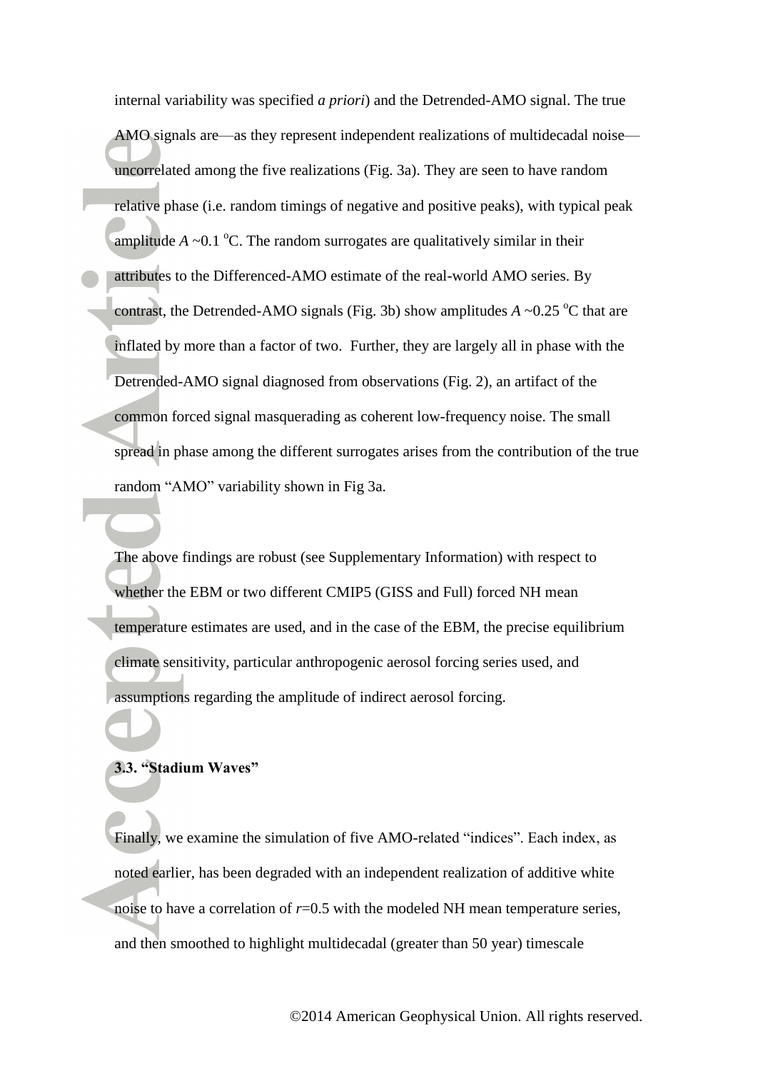internal variability was specified *a priori*) and the Detrended-AMO signal. The true AMO signals are—as they represent independent realizations of multidecadal noise—uncorrelated among the five realizations (Fig. 3a). They are seen to have random relative phase (i.e. random timings of negative and positive peaks), with typical peak amplitude $A \sim 0.1\ ^{o}$C. The random surrogates are qualitatively similar in their attributes to the Differenced-AMO estimate of the real-world AMO series. By contrast, the Detrended-AMO signals (Fig. 3b) show amplitudes $A \sim 0.25\ ^{o}$C that are inflated by more than a factor of two. Further, they are largely all in phase with the Detrended-AMO signal diagnosed from observations (Fig. 2), an artifact of the common forced signal masquerading as coherent low-frequency noise. The small spread in phase among the different surrogates arises from the contribution of the true random "AMO" variability shown in Fig 3a.

The above findings are robust (see Supplementary Information) with respect to whether the EBM or two different CMIP5 (GISS and Full) forced NH mean temperature estimates are used, and in the case of the EBM, the precise equilibrium climate sensitivity, particular anthropogenic aerosol forcing series used, and assumptions regarding the amplitude of indirect aerosol forcing.

### 3.3. "Stadium Waves"

Finally, we examine the simulation of five AMO-related "indices". Each index, as noted earlier, has been degraded with an independent realization of additive white noise to have a correlation of $r$=0.5 with the modeled NH mean temperature series, and then smoothed to highlight multidecadal (greater than 50 year) timescale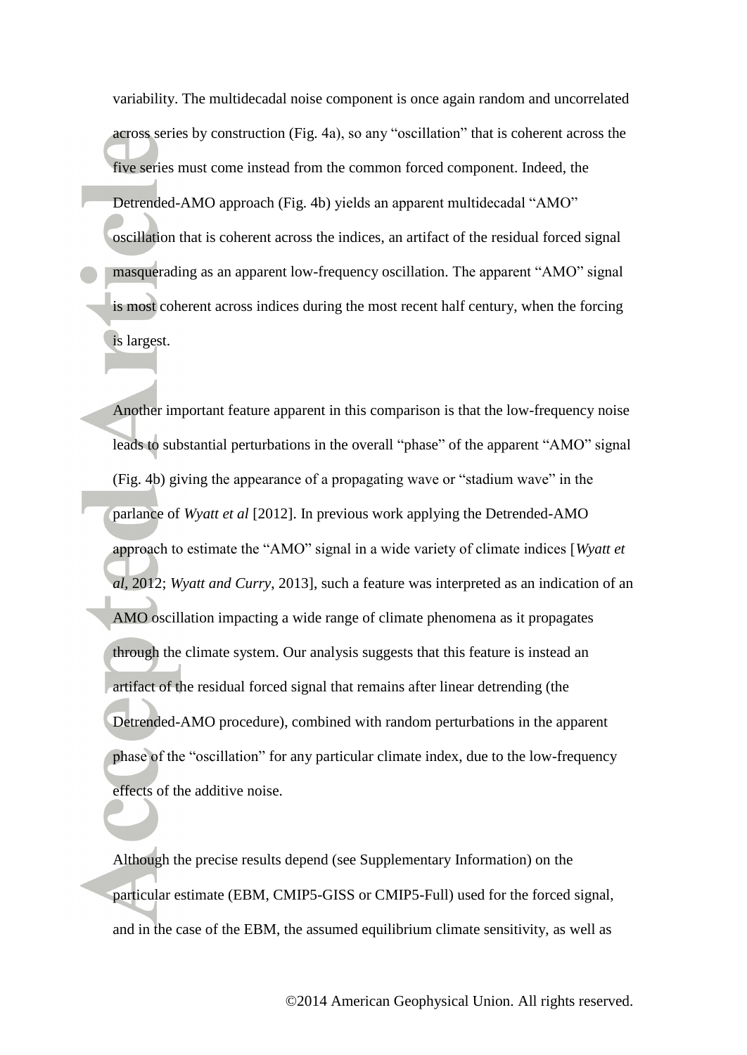variability. The multidecadal noise component is once again random and uncorrelated across series by construction (Fig. 4a), so any "oscillation" that is coherent across the five series must come instead from the common forced component. Indeed, the Detrended-AMO approach (Fig. 4b) yields an apparent multidecadal "AMO" oscillation that is coherent across the indices, an artifact of the residual forced signal masquerading as an apparent low-frequency oscillation. The apparent "AMO" signal is most coherent across indices during the most recent half century, when the forcing is largest.

Another important feature apparent in this comparison is that the low-frequency noise leads to substantial perturbations in the overall "phase" of the apparent "AMO" signal (Fig. 4b) giving the appearance of a propagating wave or "stadium wave" in the parlance of *Wyatt et al* [2012]. In previous work applying the Detrended-AMO approach to estimate the "AMO" signal in a wide variety of climate indices [*Wyatt et al*, 2012; *Wyatt and Curry*, 2013], such a feature was interpreted as an indication of an AMO oscillation impacting a wide range of climate phenomena as it propagates through the climate system. Our analysis suggests that this feature is instead an artifact of the residual forced signal that remains after linear detrending (the Detrended-AMO procedure), combined with random perturbations in the apparent phase of the "oscillation" for any particular climate index, due to the low-frequency effects of the additive noise.

Although the precise results depend (see Supplementary Information) on the particular estimate (EBM, CMIP5-GISS or CMIP5-Full) used for the forced signal, and in the case of the EBM, the assumed equilibrium climate sensitivity, as well as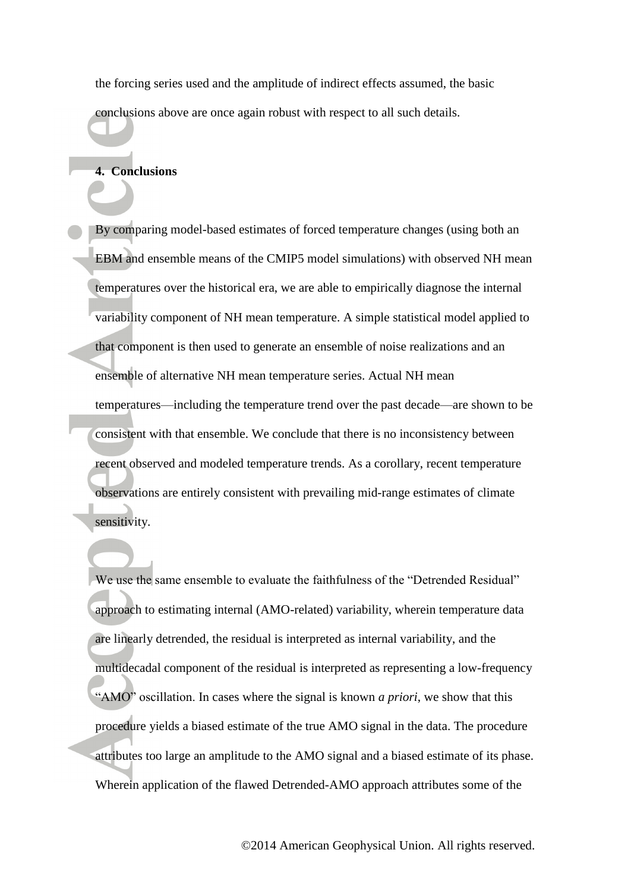the forcing series used and the amplitude of indirect effects assumed, the basic conclusions above are once again robust with respect to all such details.

## 4. Conclusions

By comparing model-based estimates of forced temperature changes (using both an EBM and ensemble means of the CMIP5 model simulations) with observed NH mean temperatures over the historical era, we are able to empirically diagnose the internal variability component of NH mean temperature. A simple statistical model applied to that component is then used to generate an ensemble of noise realizations and an ensemble of alternative NH mean temperature series. Actual NH mean temperatures—including the temperature trend over the past decade—are shown to be consistent with that ensemble. We conclude that there is no inconsistency between recent observed and modeled temperature trends. As a corollary, recent temperature observations are entirely consistent with prevailing mid-range estimates of climate sensitivity.

We use the same ensemble to evaluate the faithfulness of the "Detrended Residual" approach to estimating internal (AMO-related) variability, wherein temperature data are linearly detrended, the residual is interpreted as internal variability, and the multidecadal component of the residual is interpreted as representing a low-frequency "AMO" oscillation. In cases where the signal is known *a priori*, we show that this procedure yields a biased estimate of the true AMO signal in the data. The procedure attributes too large an amplitude to the AMO signal and a biased estimate of its phase. Wherein application of the flawed Detrended-AMO approach attributes some of the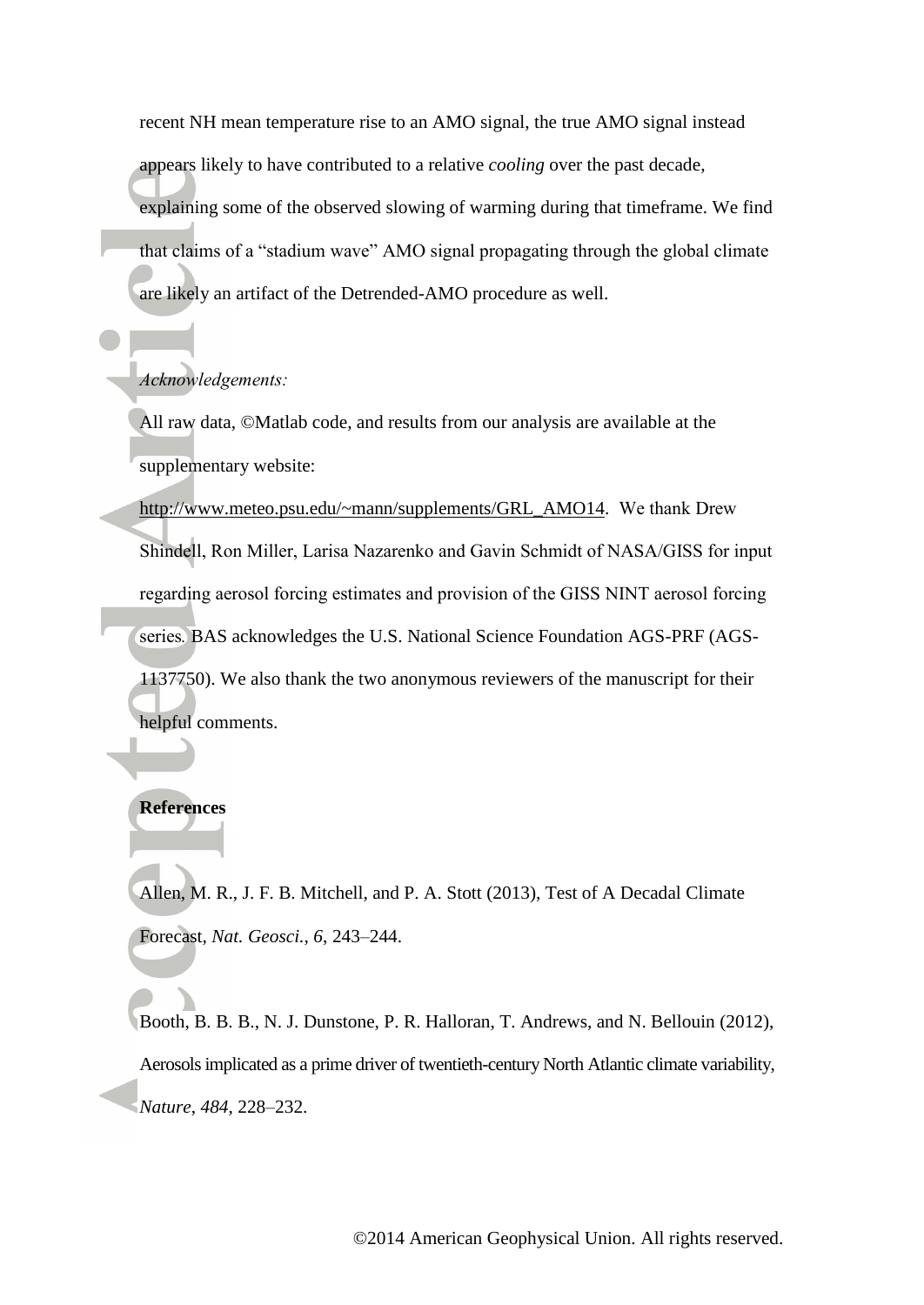recent NH mean temperature rise to an AMO signal, the true AMO signal instead appears likely to have contributed to a relative *cooling* over the past decade, explaining some of the observed slowing of warming during that timeframe. We find that claims of a "stadium wave" AMO signal propagating through the global climate are likely an artifact of the Detrended-AMO procedure as well.

*Acknowledgements:*

All raw data, ©Matlab code, and results from our analysis are available at the supplementary website:

http://www.meteo.psu.edu/~mann/supplements/GRL_AMO14. We thank Drew Shindell, Ron Miller, Larisa Nazarenko and Gavin Schmidt of NASA/GISS for input regarding aerosol forcing estimates and provision of the GISS NINT aerosol forcing series. BAS acknowledges the U.S. National Science Foundation AGS-PRF (AGS-1137750). We also thank the two anonymous reviewers of the manuscript for their helpful comments.

**References**

Allen, M. R., J. F. B. Mitchell, and P. A. Stott (2013), Test of A Decadal Climate Forecast, *Nat. Geosci.*, *6*, 243–244.

Booth, B. B. B., N. J. Dunstone, P. R. Halloran, T. Andrews, and N. Bellouin (2012), Aerosols implicated as a prime driver of twentieth-century North Atlantic climate variability, *Nature*, *484*, 228–232.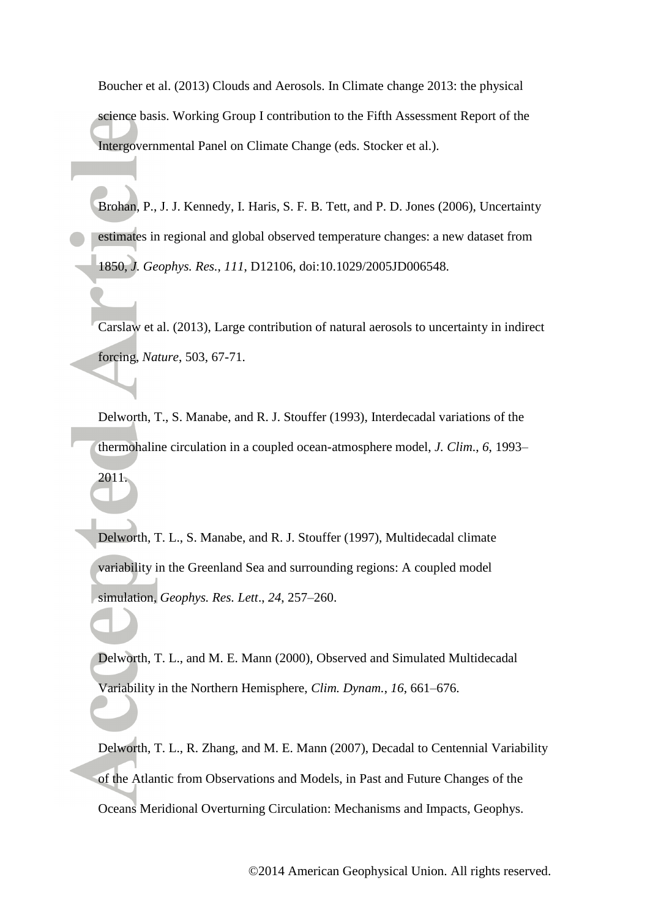Boucher et al. (2013) Clouds and Aerosols. In Climate change 2013: the physical science basis. Working Group I contribution to the Fifth Assessment Report of the Intergovernmental Panel on Climate Change (eds. Stocker et al.).

Brohan, P., J. J. Kennedy, I. Haris, S. F. B. Tett, and P. D. Jones (2006), Uncertainty estimates in regional and global observed temperature changes: a new dataset from 1850, *J. Geophys. Res.*, *111*, D12106, doi:10.1029/2005JD006548.

Carslaw et al. (2013), Large contribution of natural aerosols to uncertainty in indirect forcing, *Nature*, 503, 67-71.

Delworth, T., S. Manabe, and R. J. Stouffer (1993), Interdecadal variations of the thermohaline circulation in a coupled ocean-atmosphere model, *J. Clim.*, *6*, 1993–2011.

Delworth, T. L., S. Manabe, and R. J. Stouffer (1997), Multidecadal climate variability in the Greenland Sea and surrounding regions: A coupled model simulation, *Geophys. Res. Lett*., *24*, 257–260.

Delworth, T. L., and M. E. Mann (2000), Observed and Simulated Multidecadal Variability in the Northern Hemisphere, *Clim. Dynam.*, *16*, 661–676.

Delworth, T. L., R. Zhang, and M. E. Mann (2007), Decadal to Centennial Variability of the Atlantic from Observations and Models, in Past and Future Changes of the Oceans Meridional Overturning Circulation: Mechanisms and Impacts, Geophys.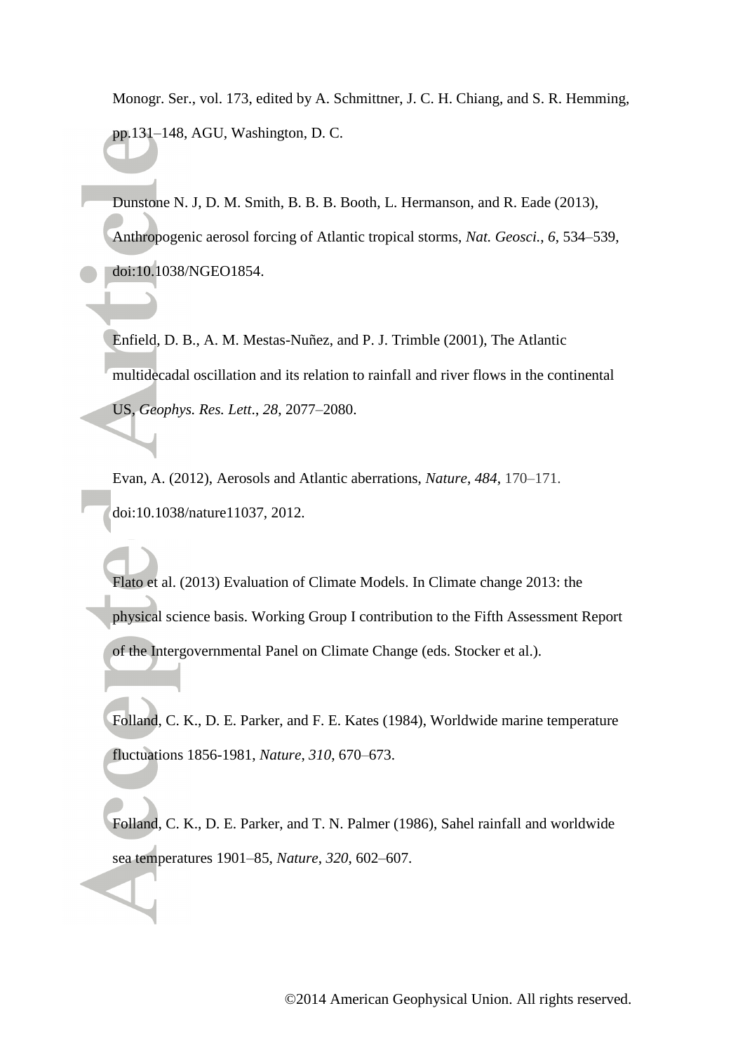Monogr. Ser., vol. 173, edited by A. Schmittner, J. C. H. Chiang, and S. R. Hemming, pp.131–148, AGU, Washington, D. C.

Dunstone N. J, D. M. Smith, B. B. B. Booth, L. Hermanson, and R. Eade (2013), Anthropogenic aerosol forcing of Atlantic tropical storms, *Nat. Geosci.*, *6*, 534–539, doi:10.1038/NGEO1854.

Enfield, D. B., A. M. Mestas-Nuñez, and P. J. Trimble (2001), The Atlantic multidecadal oscillation and its relation to rainfall and river flows in the continental US, *Geophys. Res. Lett*., *28*, 2077–2080.

Evan, A. (2012), Aerosols and Atlantic aberrations, *Nature*, *484*, 170–171. doi:10.1038/nature11037, 2012.

Flato et al. (2013) Evaluation of Climate Models. In Climate change 2013: the physical science basis. Working Group I contribution to the Fifth Assessment Report of the Intergovernmental Panel on Climate Change (eds. Stocker et al.).

Folland, C. K., D. E. Parker, and F. E. Kates (1984), Worldwide marine temperature fluctuations 1856-1981, *Nature*, *310*, 670–673.

Folland, C. K., D. E. Parker, and T. N. Palmer (1986), Sahel rainfall and worldwide sea temperatures 1901–85, *Nature*, *320*, 602–607.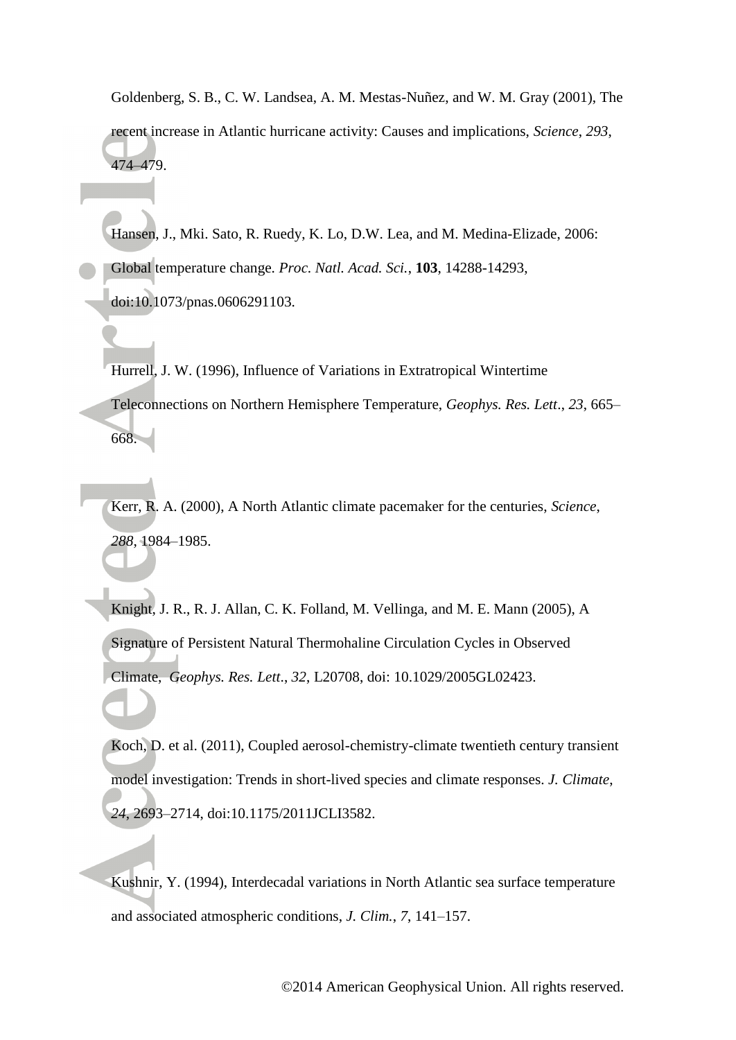Goldenberg, S. B., C. W. Landsea, A. M. Mestas-Nuñez, and W. M. Gray (2001), The recent increase in Atlantic hurricane activity: Causes and implications, *Science*, *293*, 474–479.

Hansen, J., Mki. Sato, R. Ruedy, K. Lo, D.W. Lea, and M. Medina-Elizade, 2006: Global temperature change. *Proc. Natl. Acad. Sci.*, **103**, 14288-14293, doi:10.1073/pnas.0606291103.

Hurrell, J. W. (1996), Influence of Variations in Extratropical Wintertime Teleconnections on Northern Hemisphere Temperature, *Geophys. Res. Lett*., *23*, 665–668.

Kerr, R. A. (2000), A North Atlantic climate pacemaker for the centuries, *Science*, *288*, 1984–1985.

Knight, J. R., R. J. Allan, C. K. Folland, M. Vellinga, and M. E. Mann (2005), A Signature of Persistent Natural Thermohaline Circulation Cycles in Observed Climate, *Geophys. Res. Lett*., *32*, L20708, doi: 10.1029/2005GL02423.

Koch, D. et al. (2011), Coupled aerosol-chemistry-climate twentieth century transient model investigation: Trends in short-lived species and climate responses. *J. Climate*, *24*, 2693–2714, doi:10.1175/2011JCLI3582.

Kushnir, Y. (1994), Interdecadal variations in North Atlantic sea surface temperature and associated atmospheric conditions, *J. Clim.*, *7*, 141–157.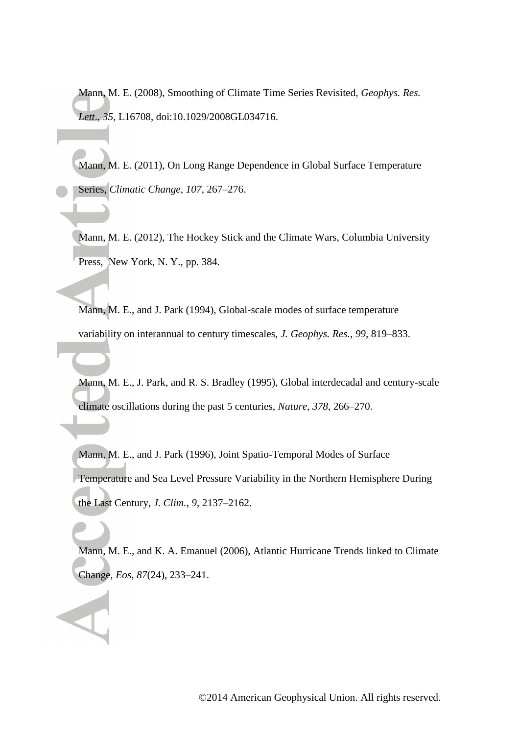Mann, M. E. (2008), Smoothing of Climate Time Series Revisited, *Geophys. Res. Lett.*, *35*, L16708, doi:10.1029/2008GL034716.

Mann, M. E. (2011), On Long Range Dependence in Global Surface Temperature Series, *Climatic Change*, *107*, 267–276.

Mann, M. E. (2012), The Hockey Stick and the Climate Wars, Columbia University Press, New York, N. Y., pp. 384.

Mann, M. E., and J. Park (1994), Global-scale modes of surface temperature variability on interannual to century timescales, *J. Geophys. Res.*, *99*, 819–833.

Mann, M. E., J. Park, and R. S. Bradley (1995), Global interdecadal and century-scale climate oscillations during the past 5 centuries, *Nature*, *378*, 266–270.

Mann, M. E., and J. Park (1996), Joint Spatio-Temporal Modes of Surface Temperature and Sea Level Pressure Variability in the Northern Hemisphere During the Last Century, *J. Clim.*, *9*, 2137–2162.

Mann, M. E., and K. A. Emanuel (2006), Atlantic Hurricane Trends linked to Climate Change, *Eos*, *87*(24), 233–241.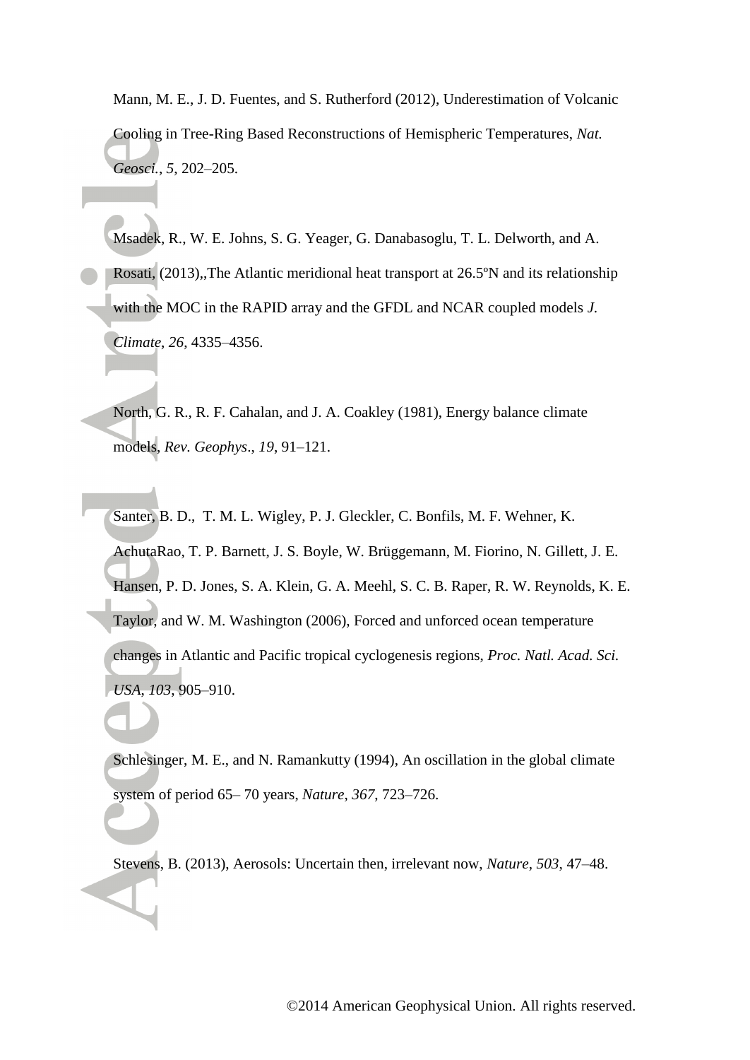Mann, M. E., J. D. Fuentes, and S. Rutherford (2012), Underestimation of Volcanic Cooling in Tree-Ring Based Reconstructions of Hemispheric Temperatures, *Nat. Geosci.*, *5*, 202–205.

Msadek, R., W. E. Johns, S. G. Yeager, G. Danabasoglu, T. L. Delworth, and A. Rosati, (2013),,The Atlantic meridional heat transport at 26.5ºN and its relationship with the MOC in the RAPID array and the GFDL and NCAR coupled models *J. Climate*, *26*, 4335–4356.

North, G. R., R. F. Cahalan, and J. A. Coakley (1981), Energy balance climate models, *Rev. Geophys*., *19*, 91–121.

Santer, B. D., T. M. L. Wigley, P. J. Gleckler, C. Bonfils, M. F. Wehner, K. AchutaRao, T. P. Barnett, J. S. Boyle, W. Brüggemann, M. Fiorino, N. Gillett, J. E. Hansen, P. D. Jones, S. A. Klein, G. A. Meehl, S. C. B. Raper, R. W. Reynolds, K. E. Taylor, and W. M. Washington (2006), Forced and unforced ocean temperature changes in Atlantic and Pacific tropical cyclogenesis regions, *Proc. Natl. Acad. Sci. USA*, *103*, 905–910.

Schlesinger, M. E., and N. Ramankutty (1994), An oscillation in the global climate system of period 65– 70 years, *Nature*, *367*, 723–726.

Stevens, B. (2013), Aerosols: Uncertain then, irrelevant now, *Nature*, *503*, 47–48.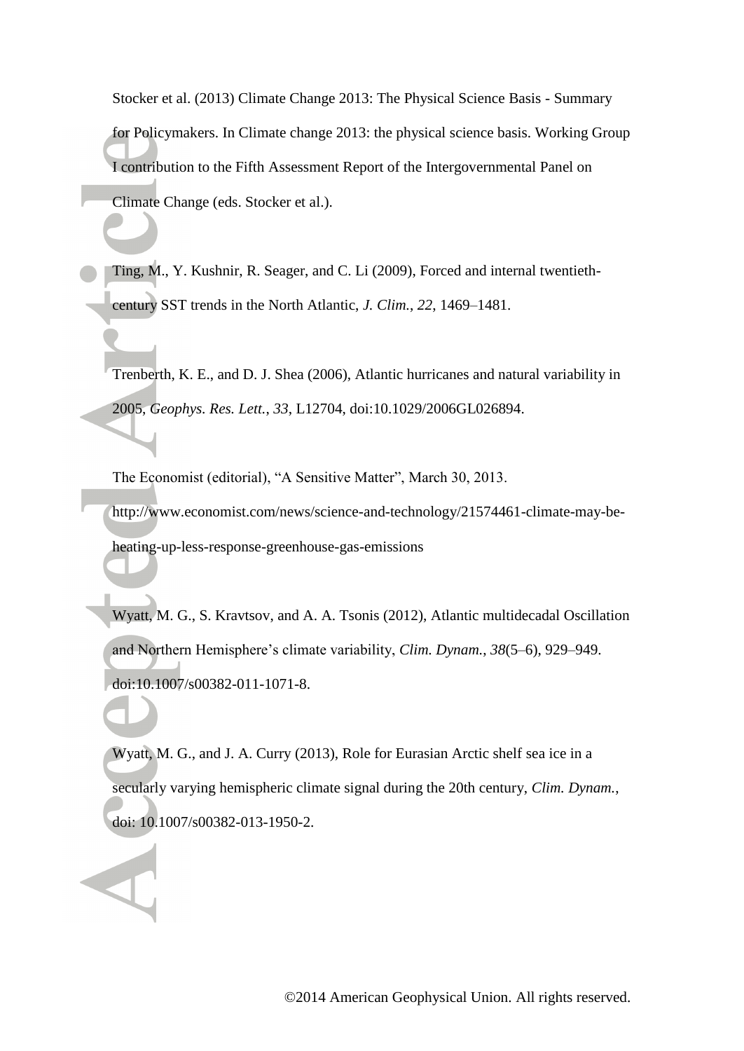Stocker et al. (2013) Climate Change 2013: The Physical Science Basis - Summary for Policymakers. In Climate change 2013: the physical science basis. Working Group I contribution to the Fifth Assessment Report of the Intergovernmental Panel on Climate Change (eds. Stocker et al.).

Ting, M., Y. Kushnir, R. Seager, and C. Li (2009), Forced and internal twentieth-century SST trends in the North Atlantic, *J. Clim.*, *22*, 1469–1481.

Trenberth, K. E., and D. J. Shea (2006), Atlantic hurricanes and natural variability in 2005, *Geophys. Res. Lett.*, *33*, L12704, doi:10.1029/2006GL026894.

The Economist (editorial), "A Sensitive Matter", March 30, 2013. http://www.economist.com/news/science-and-technology/21574461-climate-may-be-heating-up-less-response-greenhouse-gas-emissions

Wyatt, M. G., S. Kravtsov, and A. A. Tsonis (2012), Atlantic multidecadal Oscillation and Northern Hemisphere's climate variability, *Clim. Dynam.*, *38*(5–6), 929–949. doi:10.1007/s00382-011-1071-8.

Wyatt, M. G., and J. A. Curry (2013), Role for Eurasian Arctic shelf sea ice in a secularly varying hemispheric climate signal during the 20th century, *Clim. Dynam.*, doi: 10.1007/s00382-013-1950-2.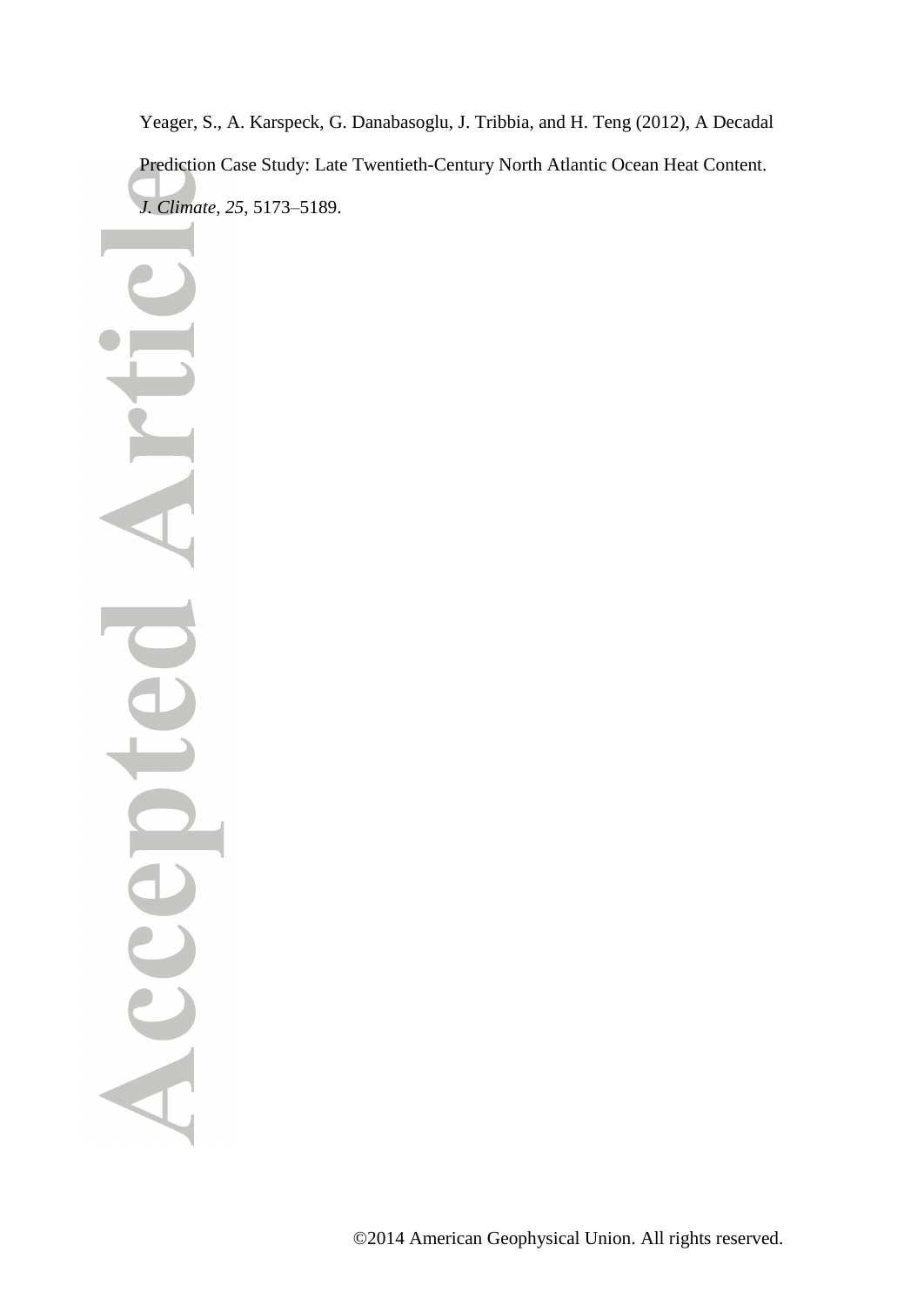Yeager, S., A. Karspeck, G. Danabasoglu, J. Tribbia, and H. Teng (2012), A Decadal Prediction Case Study: Late Twentieth-Century North Atlantic Ocean Heat Content. *J. Climate*, *25*, 5173–5189.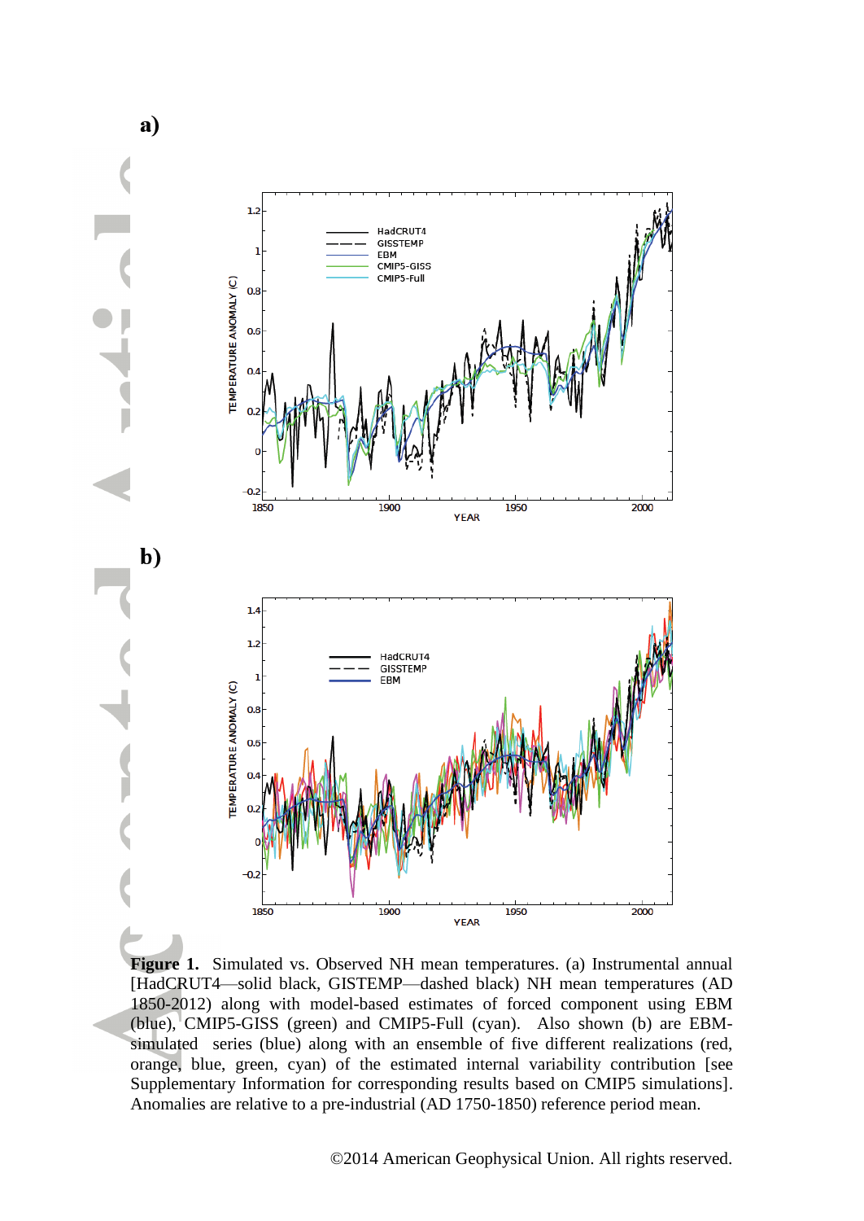a)

b)

**Figure 1.** Simulated vs. Observed NH mean temperatures. (a) Instrumental annual [HadCRUT4—solid black, GISTEMP—dashed black) NH mean temperatures (AD 1850-2012) along with model-based estimates of forced component using EBM (blue), CMIP5-GISS (green) and CMIP5-Full (cyan). Also shown (b) are EBM-simulated series (blue) along with an ensemble of five different realizations (red, orange, blue, green, cyan) of the estimated internal variability contribution [see Supplementary Information for corresponding results based on CMIP5 simulations]. Anomalies are relative to a pre-industrial (AD 1750-1850) reference period mean.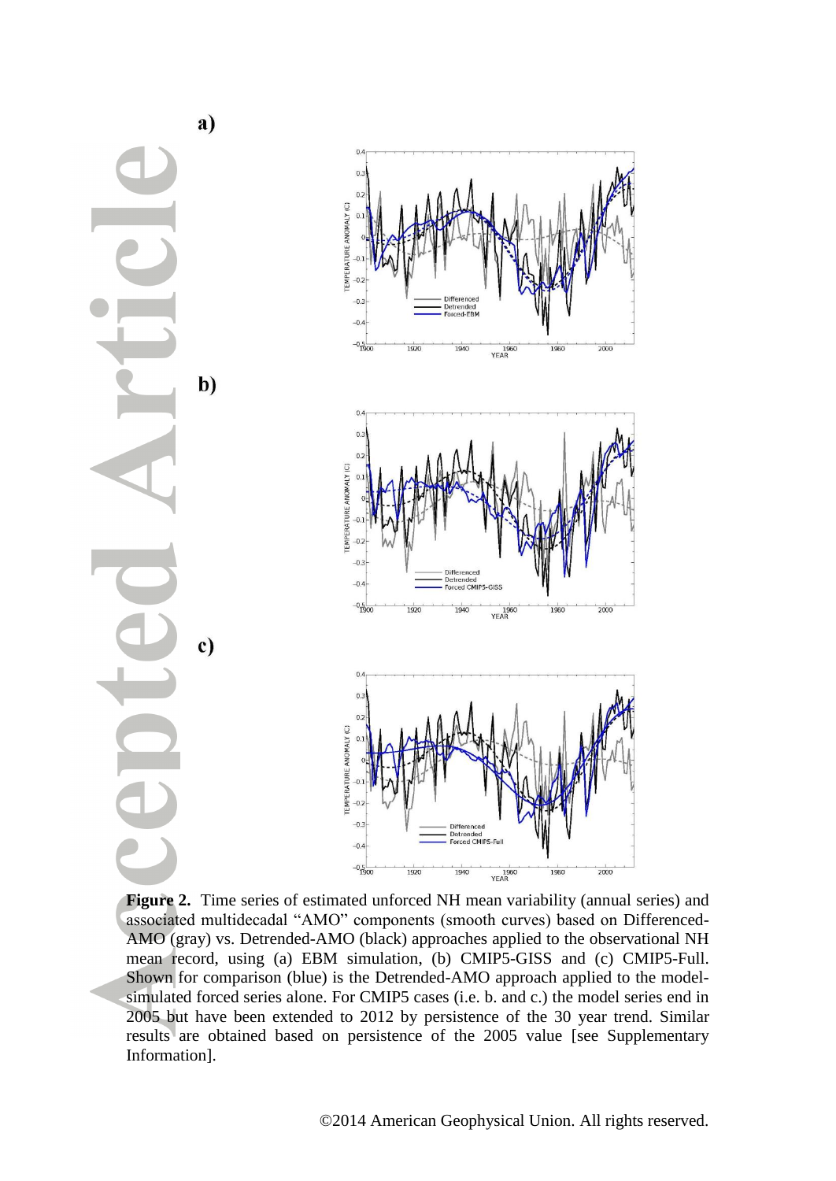a)

b)

c)

**Figure 2.** Time series of estimated unforced NH mean variability (annual series) and associated multidecadal "AMO" components (smooth curves) based on Differenced-AMO (gray) vs. Detrended-AMO (black) approaches applied to the observational NH mean record, using (a) EBM simulation, (b) CMIP5-GISS and (c) CMIP5-Full. Shown for comparison (blue) is the Detrended-AMO approach applied to the model-simulated forced series alone. For CMIP5 cases (i.e. b. and c.) the model series end in 2005 but have been extended to 2012 by persistence of the 30 year trend. Similar results are obtained based on persistence of the 2005 value [see Supplementary Information].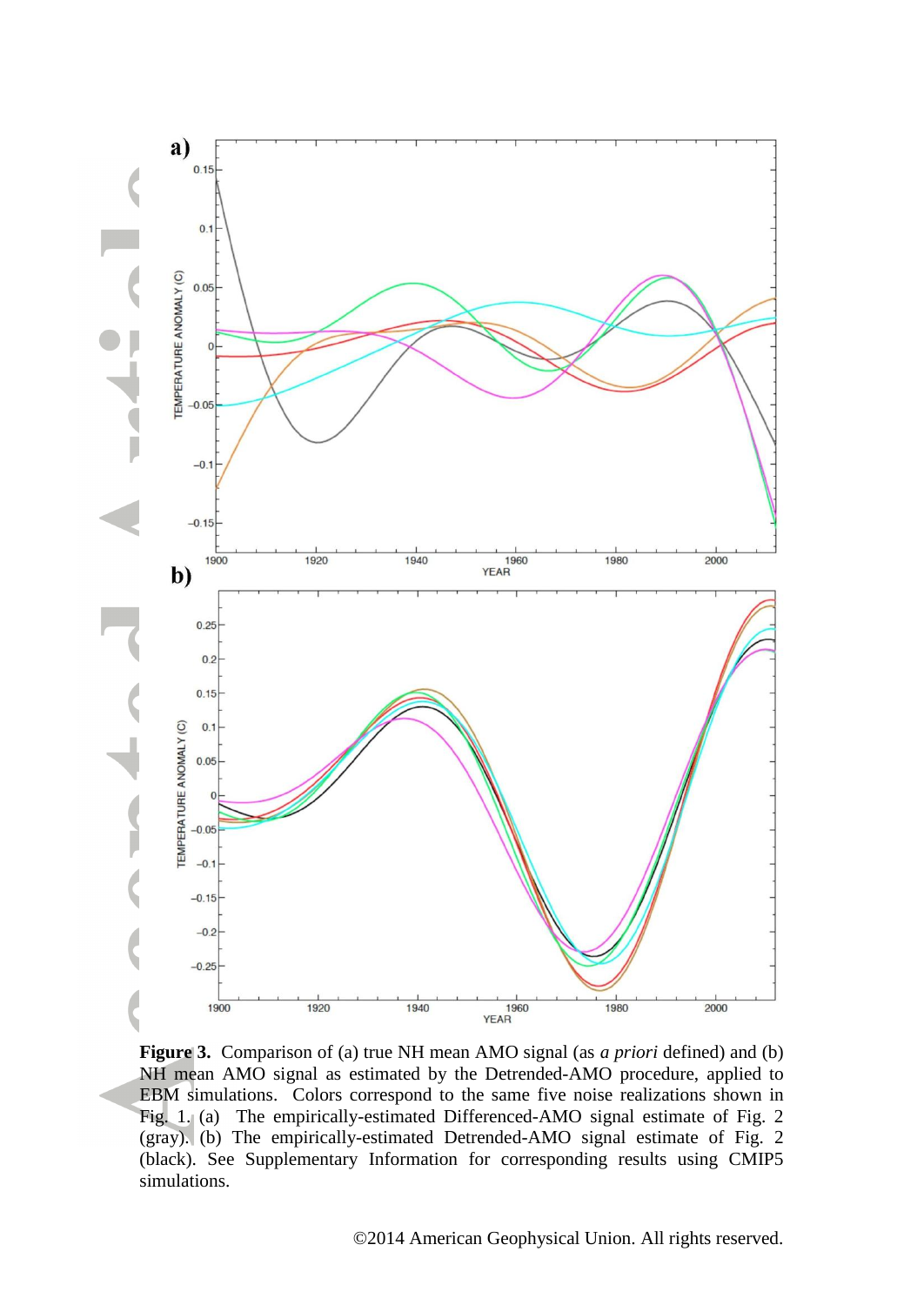**Figure 3.** Comparison of (a) true NH mean AMO signal (as *a priori* defined) and (b) NH mean AMO signal as estimated by the Detrended-AMO procedure, applied to EBM simulations. Colors correspond to the same five noise realizations shown in Fig. 1. (a) The empirically-estimated Differenced-AMO signal estimate of Fig. 2 (gray). (b) The empirically-estimated Detrended-AMO signal estimate of Fig. 2 (black). See Supplementary Information for corresponding results using CMIP5 simulations.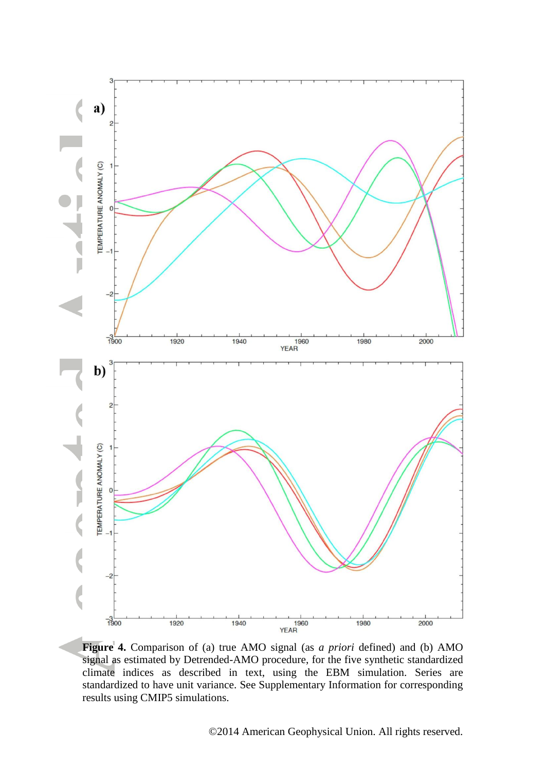a)

3
2
1
0
−1
−2
−3

TEMPERATURE ANOMALY (C)

1900 1920 1940 1960 1980 2000

YEAR

b)

3
2
1
0
−1
−2
−3

TEMPERATURE ANOMALY (C)

1900 1920 1940 1960 1980 2000

YEAR

**Figure 4.** Comparison of (a) true AMO signal (as *a priori* defined) and (b) AMO signal as estimated by Detrended-AMO procedure, for the five synthetic standardized climate indices as described in text, using the EBM simulation. Series are standardized to have unit variance. See Supplementary Information for corresponding results using CMIP5 simulations.